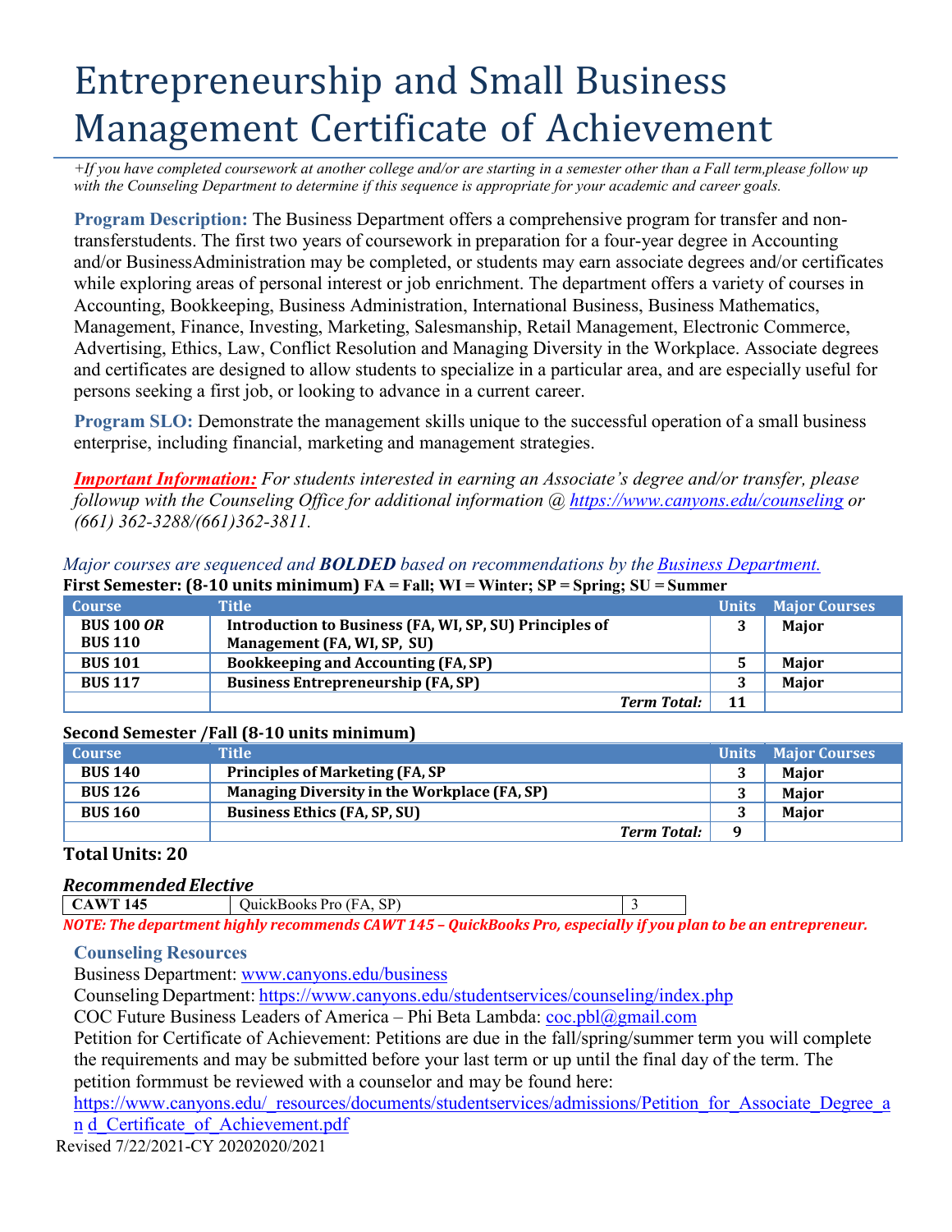# Entrepreneurship and Small Business Management Certificate of Achievement

*+If you have completed coursework at another college and/or are starting in a semester other than a Fall term,please follow up with the Counseling Department to determine if this sequence is appropriate for your academic and career goals.*

**Program Description:** The Business Department offers a comprehensive program for transfer and non-transferstudents. The first two years of coursework in preparation for a four-year degree in Accounting and/or BusinessAdministration may be completed, or students may earn associate degrees and/or certificates while exploring areas of personal interest or job enrichment. The department offers a variety of courses in Accounting, Bookkeeping, Business Administration, International Business, Business Mathematics, Management, Finance, Investing, Marketing, Salesmanship, Retail Management, Electronic Commerce, Advertising, Ethics, Law, Conflict Resolution and Managing Diversity in the Workplace. Associate degrees and certificates are designed to allow students to specialize in a particular area, and are especially useful for persons seeking a first job, or looking to advance in a current career.

**Program SLO:** Demonstrate the management skills unique to the successful operation of a small business enterprise, including financial, marketing and management strategies.

***Important Information:*** *For students interested in earning an Associate's degree and/or transfer, please followup with the Counseling Office for additional information @ https://www.canyons.edu/counseling or (661) 362-3288/(661)362-3811.*

*Major courses are sequenced and **BOLDED** based on recommendations by the Business Department.*

**First Semester: (8-10 units minimum)** FA = Fall; WI = Winter; SP = Spring; SU = Summer

| Course | Title | Units | Major Courses |
|---|---|---|---|
| **BUS 100 *OR* BUS 110** | **Introduction to Business (FA, WI, SP, SU) Principles of Management (FA, WI, SP, SU)** | 3 | **Major** |
| **BUS 101** | **Bookkeeping and Accounting (FA, SP)** | 5 | **Major** |
| **BUS 117** | **Business Entrepreneurship (FA, SP)** | 3 | **Major** |
| | ***Term Total:*** | **11** | |

**Second Semester /Fall (8-10 units minimum)**

| Course | Title | Units | Major Courses |
|---|---|---|---|
| **BUS 140** | **Principles of Marketing (FA, SP** | 3 | **Major** |
| **BUS 126** | **Managing Diversity in the Workplace (FA, SP)** | 3 | **Major** |
| **BUS 160** | **Business Ethics (FA, SP, SU)** | 3 | **Major** |
| | ***Term Total:*** | **9** | |

**Total Units: 20**

***Recommended Elective***

| | | |
|---|---|---|
| **CAWT 145** | QuickBooks Pro (FA, SP) | 3 |

***NOTE: The department highly recommends CAWT 145 – QuickBooks Pro, especially if you plan to be an entrepreneur.***

### Counseling Resources

Business Department: www.canyons.edu/business

Counseling Department: https://www.canyons.edu/studentservices/counseling/index.php

COC Future Business Leaders of America – Phi Beta Lambda: coc.pbl@gmail.com

Petition for Certificate of Achievement: Petitions are due in the fall/spring/summer term you will complete the requirements and may be submitted before your last term or up until the final day of the term. The petition formmust be reviewed with a counselor and may be found here: https://www.canyons.edu/_resources/documents/studentservices/admissions/Petition_for_Associate_Degree_an d_Certificate_of_Achievement.pdf

Revised 7/22/2021-CY 20202020/2021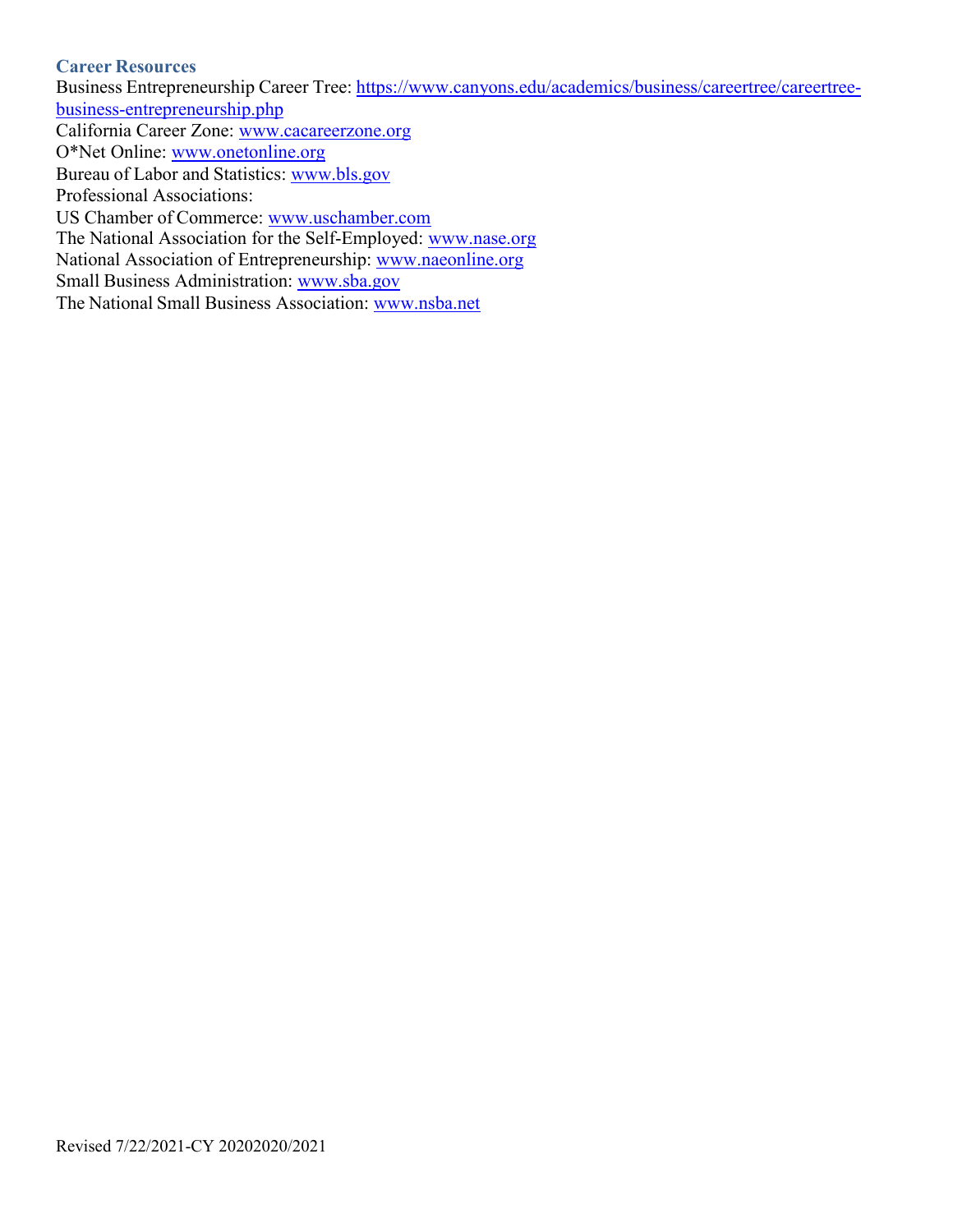### Career Resources

Business Entrepreneurship Career Tree: https://www.canyons.edu/academics/business/careertree/careertree-business-entrepreneurship.php
California Career Zone: www.cacareerzone.org
O*Net Online: www.onetonline.org
Bureau of Labor and Statistics: www.bls.gov
Professional Associations:
US Chamber of Commerce: www.uschamber.com
The National Association for the Self-Employed: www.nase.org
National Association of Entrepreneurship: www.naeonline.org
Small Business Administration: www.sba.gov
The National Small Business Association: www.nsba.net

Revised 7/22/2021-CY 20202020/2021